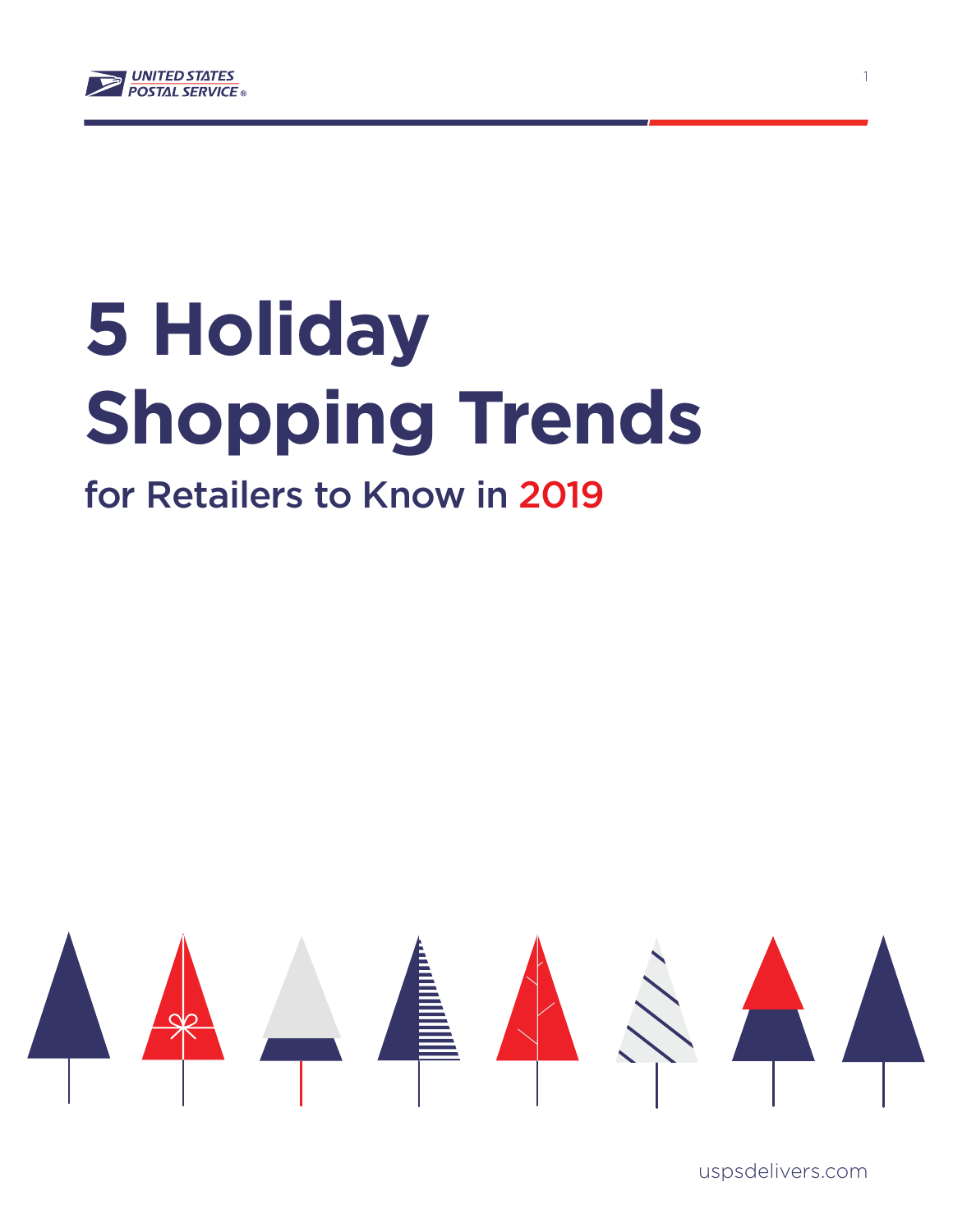# 5 Holiday Shopping Trends

## for Retailers to Know in 2019

uspsdelivers.com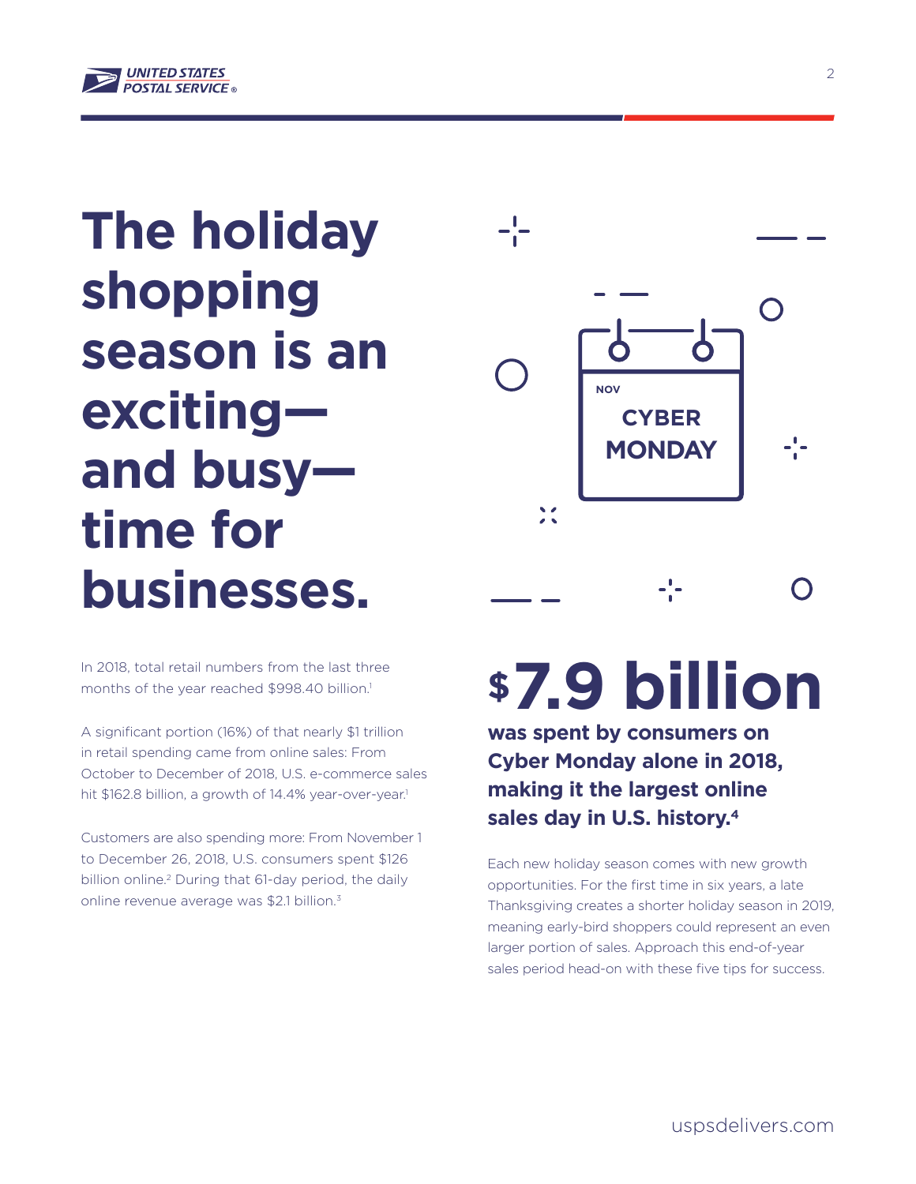# The holiday shopping season is an exciting—and busy—time for businesses.

In 2018, total retail numbers from the last three months of the year reached $998.40 billion.[1]

A significant portion (16%) of that nearly $1 trillion in retail spending came from online sales: From October to December of 2018, U.S. e-commerce sales hit $162.8 billion, a growth of 14.4% year-over-year.[1]

Customers are also spending more: From November 1 to December 26, 2018, U.S. consumers spent $126 billion online.[2] During that 61-day period, the daily online revenue average was $2.1 billion.[3]

NOV
CYBER MONDAY

## $7.9 billion

**was spent by consumers on Cyber Monday alone in 2018, making it the largest online sales day in U.S. history.[4]**

Each new holiday season comes with new growth opportunities. For the first time in six years, a late Thanksgiving creates a shorter holiday season in 2019, meaning early-bird shoppers could represent an even larger portion of sales. Approach this end-of-year sales period head-on with these five tips for success.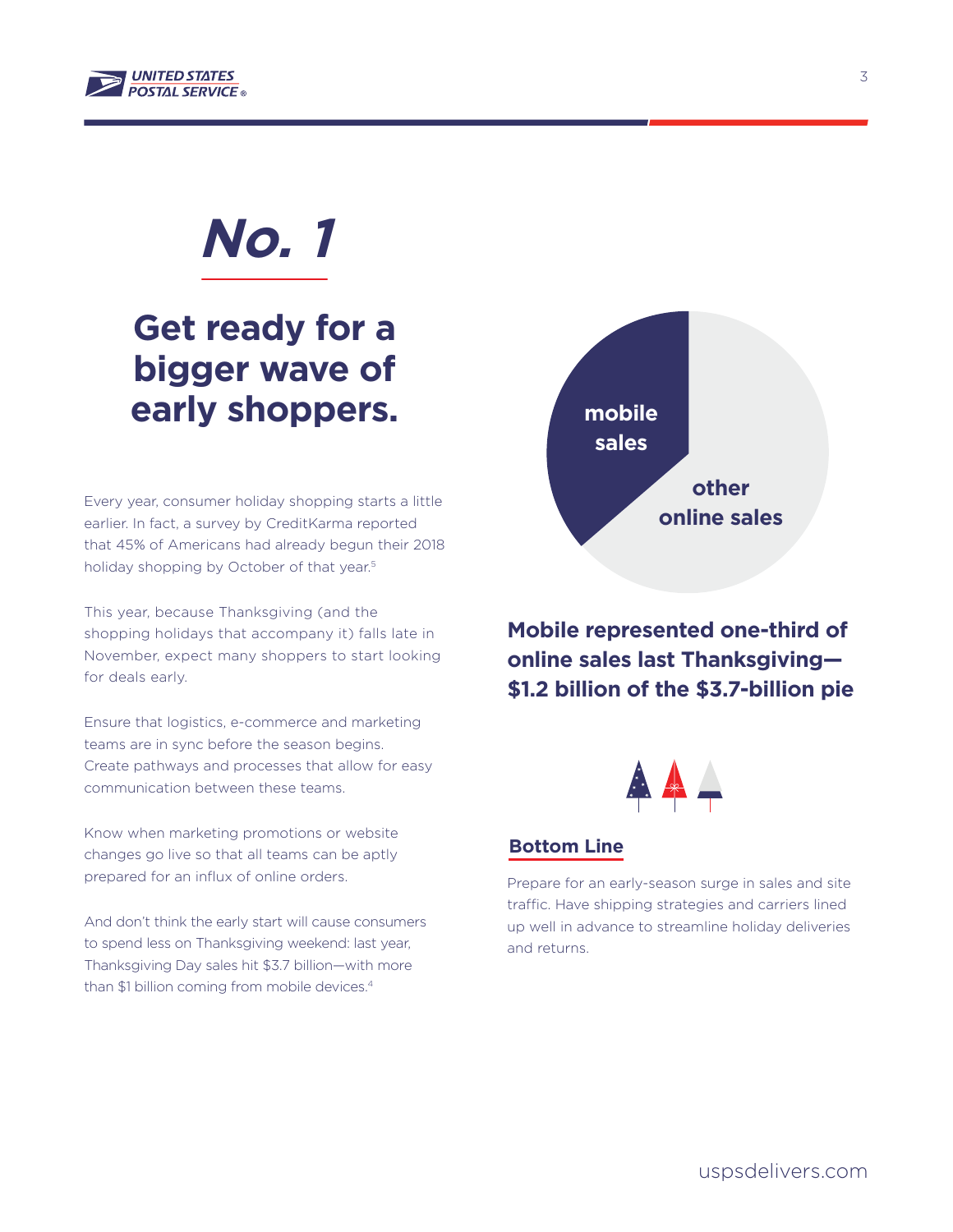# *No. 1*

## Get ready for a bigger wave of early shoppers.

Every year, consumer holiday shopping starts a little earlier. In fact, a survey by CreditKarma reported that 45% of Americans had already begun their 2018 holiday shopping by October of that year.[5]

This year, because Thanksgiving (and the shopping holidays that accompany it) falls late in November, expect many shoppers to start looking for deals early.

Ensure that logistics, e-commerce and marketing teams are in sync before the season begins. Create pathways and processes that allow for easy communication between these teams.

Know when marketing promotions or website changes go live so that all teams can be aptly prepared for an influx of online orders.

And don't think the early start will cause consumers to spend less on Thanksgiving weekend: last year, Thanksgiving Day sales hit $3.7 billion—with more than $1 billion coming from mobile devices.[4]

mobile sales

other online sales

**Mobile represented one-third of online sales last Thanksgiving—$1.2 billion of the $3.7-billion pie**

### Bottom Line

Prepare for an early-season surge in sales and site traffic. Have shipping strategies and carriers lined up well in advance to streamline holiday deliveries and returns.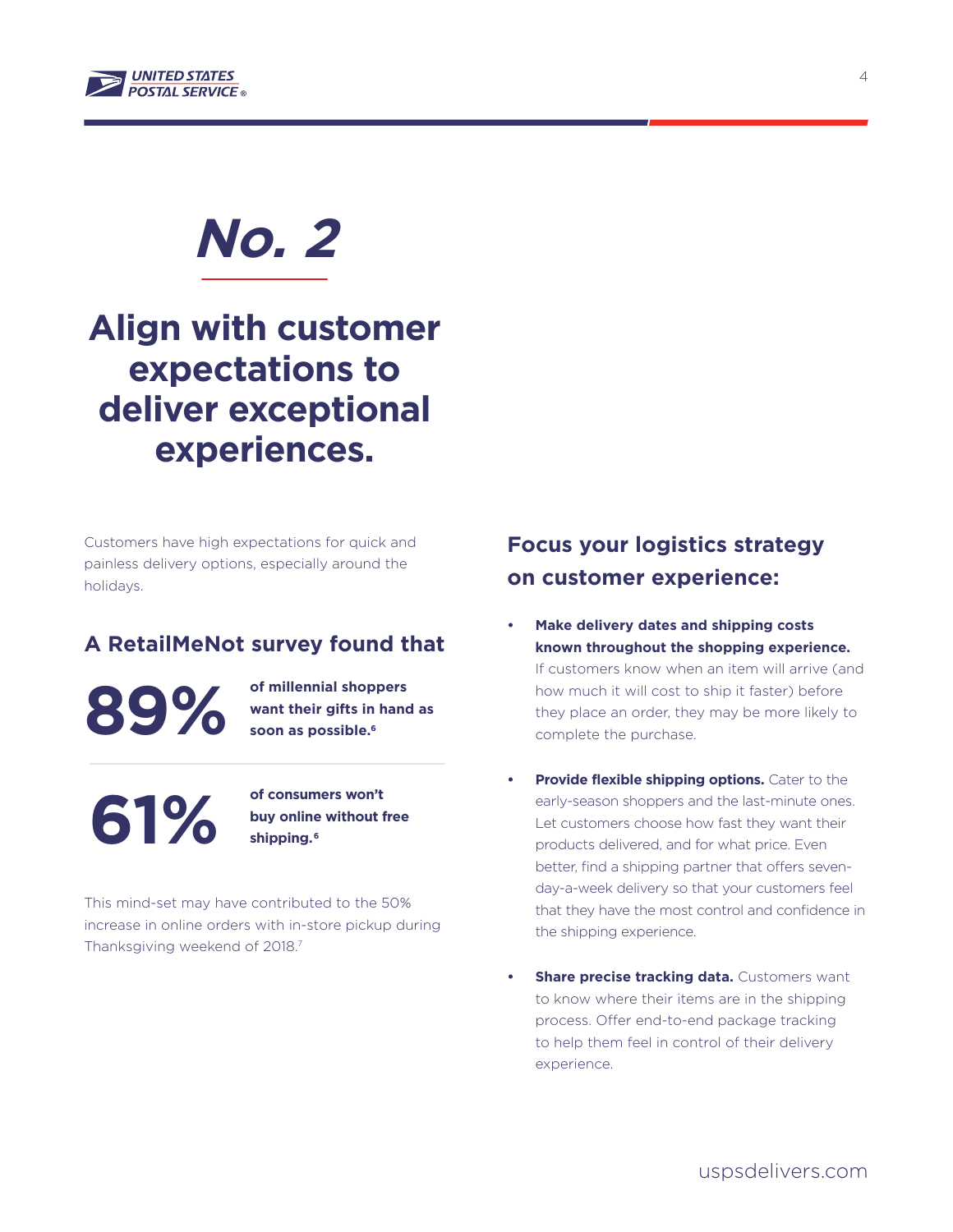# *No. 2*

## Align with customer expectations to deliver exceptional experiences.

Customers have high expectations for quick and painless delivery options, especially around the holidays.

### A RetailMeNot survey found that

**89%** **of millennial shoppers want their gifts in hand as soon as possible.[6]**

**61%** **of consumers won't buy online without free shipping.[6]**

This mind-set may have contributed to the 50% increase in online orders with in-store pickup during Thanksgiving weekend of 2018.[7]

### Focus your logistics strategy on customer experience:

- **Make delivery dates and shipping costs known throughout the shopping experience.** If customers know when an item will arrive (and how much it will cost to ship it faster) before they place an order, they may be more likely to complete the purchase.
- **Provide flexible shipping options.** Cater to the early-season shoppers and the last-minute ones. Let customers choose how fast they want their products delivered, and for what price. Even better, find a shipping partner that offers seven-day-a-week delivery so that your customers feel that they have the most control and confidence in the shipping experience.
- **Share precise tracking data.** Customers want to know where their items are in the shipping process. Offer end-to-end package tracking to help them feel in control of their delivery experience.

uspsdelivers.com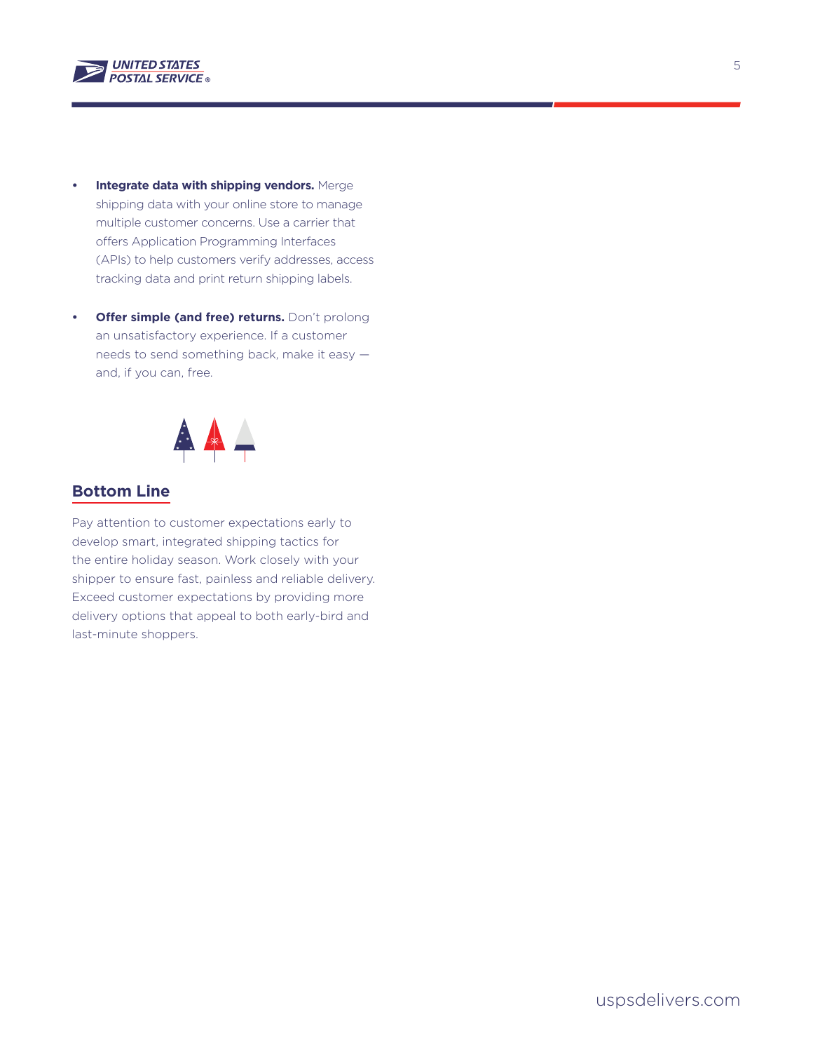- **Integrate data with shipping vendors.** Merge shipping data with your online store to manage multiple customer concerns. Use a carrier that offers Application Programming Interfaces (APIs) to help customers verify addresses, access tracking data and print return shipping labels.
- **Offer simple (and free) returns.** Don't prolong an unsatisfactory experience. If a customer needs to send something back, make it easy — and, if you can, free.

## Bottom Line

Pay attention to customer expectations early to develop smart, integrated shipping tactics for the entire holiday season. Work closely with your shipper to ensure fast, painless and reliable delivery. Exceed customer expectations by providing more delivery options that appeal to both early-bird and last-minute shoppers.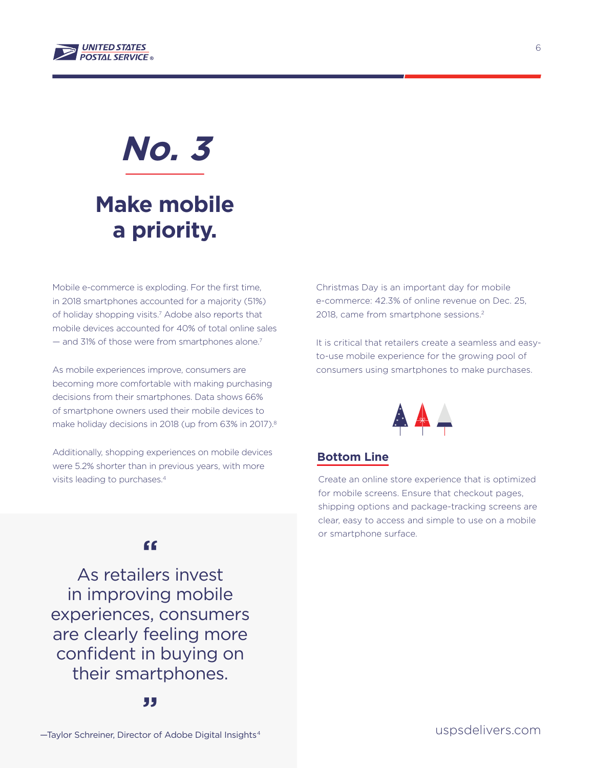# *No. 3*

## Make mobile a priority.

Mobile e-commerce is exploding. For the first time, in 2018 smartphones accounted for a majority (51%) of holiday shopping visits.[7] Adobe also reports that mobile devices accounted for 40% of total online sales — and 31% of those were from smartphones alone.[7]

As mobile experiences improve, consumers are becoming more comfortable with making purchasing decisions from their smartphones. Data shows 66% of smartphone owners used their mobile devices to make holiday decisions in 2018 (up from 63% in 2017).[8]

Additionally, shopping experiences on mobile devices were 5.2% shorter than in previous years, with more visits leading to purchases.[4]

> "As retailers invest in improving mobile experiences, consumers are clearly feeling more confident in buying on their smartphones."
>
> —Taylor Schreiner, Director of Adobe Digital Insights[4]

Christmas Day is an important day for mobile e-commerce: 42.3% of online revenue on Dec. 25, 2018, came from smartphone sessions.[2]

It is critical that retailers create a seamless and easy-to-use mobile experience for the growing pool of consumers using smartphones to make purchases.

### Bottom Line

Create an online store experience that is optimized for mobile screens. Ensure that checkout pages, shipping options and package-tracking screens are clear, easy to access and simple to use on a mobile or smartphone surface.

uspsdelivers.com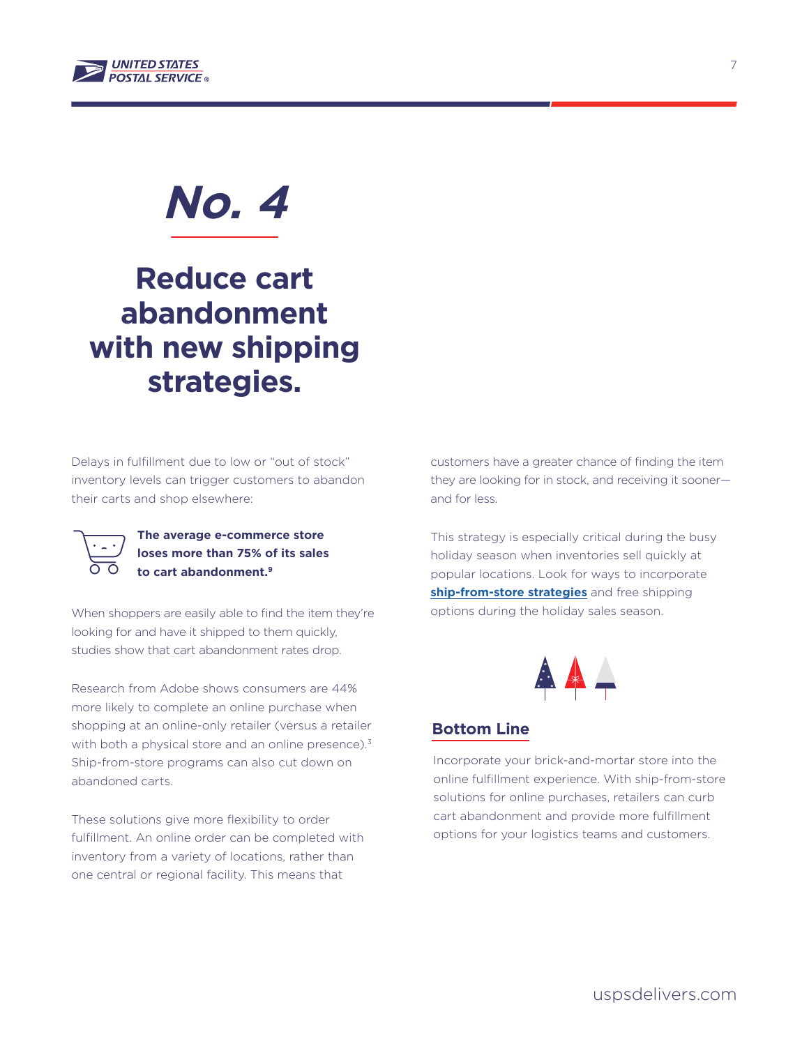# No. 4

## Reduce cart abandonment with new shipping strategies.

Delays in fulfillment due to low or "out of stock" inventory levels can trigger customers to abandon their carts and shop elsewhere:

**The average e-commerce store loses more than 75% of its sales to cart abandonment.[9]**

When shoppers are easily able to find the item they're looking for and have it shipped to them quickly, studies show that cart abandonment rates drop.

Research from Adobe shows consumers are 44% more likely to complete an online purchase when shopping at an online-only retailer (versus a retailer with both a physical store and an online presence).[3] Ship-from-store programs can also cut down on abandoned carts.

These solutions give more flexibility to order fulfillment. An online order can be completed with inventory from a variety of locations, rather than one central or regional facility. This means that customers have a greater chance of finding the item they are looking for in stock, and receiving it sooner—and for less.

This strategy is especially critical during the busy holiday season when inventories sell quickly at popular locations. Look for ways to incorporate **ship-from-store strategies** and free shipping options during the holiday sales season.

### Bottom Line

Incorporate your brick-and-mortar store into the online fulfillment experience. With ship-from-store solutions for online purchases, retailers can curb cart abandonment and provide more fulfillment options for your logistics teams and customers.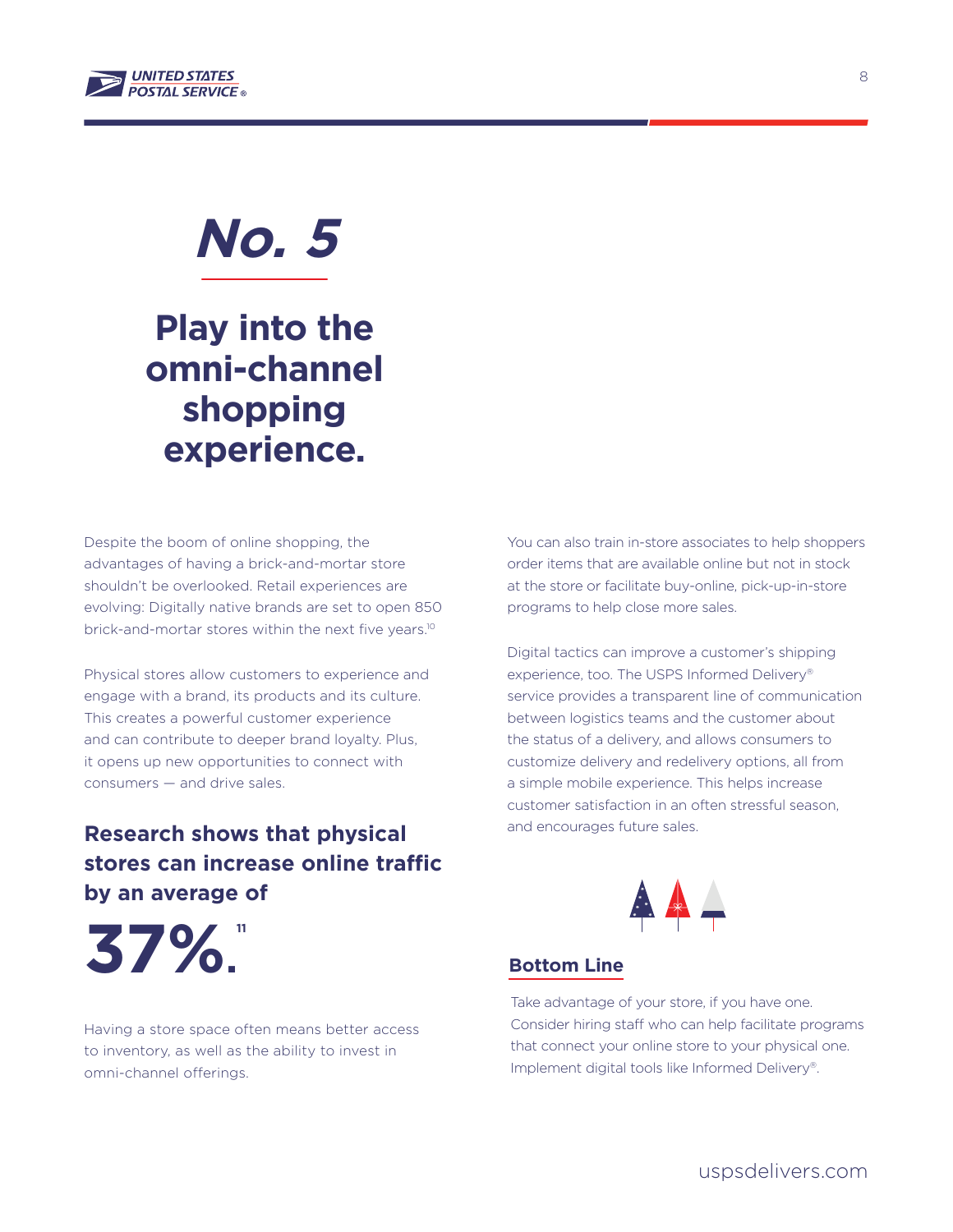# *No. 5*

## Play into the omni-channel shopping experience.

Despite the boom of online shopping, the advantages of having a brick-and-mortar store shouldn't be overlooked. Retail experiences are evolving: Digitally native brands are set to open 850 brick-and-mortar stores within the next five years.[10]

Physical stores allow customers to experience and engage with a brand, its products and its culture. This creates a powerful customer experience and can contribute to deeper brand loyalty. Plus, it opens up new opportunities to connect with consumers — and drive sales.

**Research shows that physical stores can increase online traffic by an average of**

**37%.**[11]

Having a store space often means better access to inventory, as well as the ability to invest in omni-channel offerings.

You can also train in-store associates to help shoppers order items that are available online but not in stock at the store or facilitate buy-online, pick-up-in-store programs to help close more sales.

Digital tactics can improve a customer's shipping experience, too. The USPS Informed Delivery® service provides a transparent line of communication between logistics teams and the customer about the status of a delivery, and allows consumers to customize delivery and redelivery options, all from a simple mobile experience. This helps increase customer satisfaction in an often stressful season, and encourages future sales.

### Bottom Line

Take advantage of your store, if you have one. Consider hiring staff who can help facilitate programs that connect your online store to your physical one. Implement digital tools like Informed Delivery®.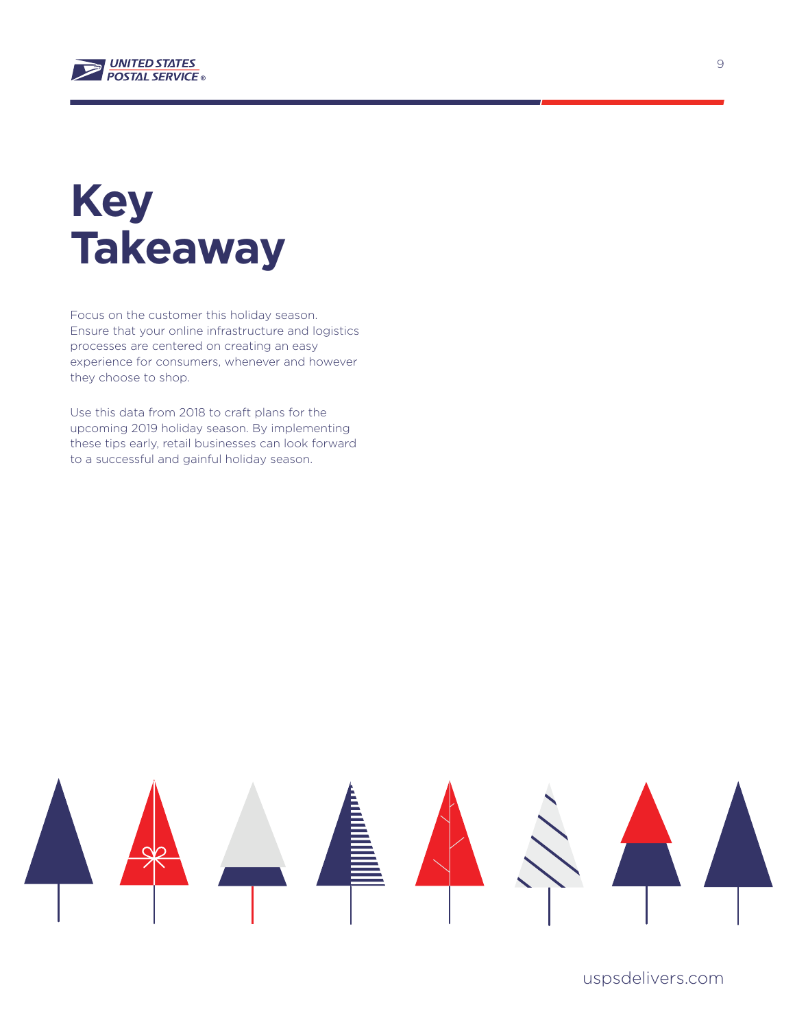# Key Takeaway

Focus on the customer this holiday season. Ensure that your online infrastructure and logistics processes are centered on creating an easy experience for consumers, whenever and however they choose to shop.

Use this data from 2018 to craft plans for the upcoming 2019 holiday season. By implementing these tips early, retail businesses can look forward to a successful and gainful holiday season.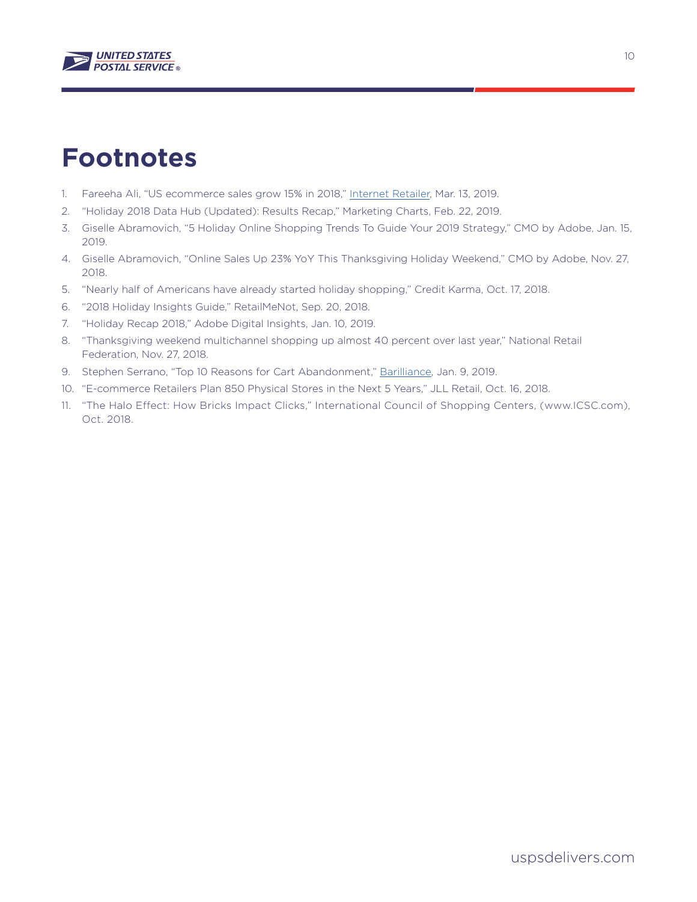# Footnotes

1. Fareeha Ali, "US ecommerce sales grow 15% in 2018," Internet Retailer, Mar. 13, 2019.
2. "Holiday 2018 Data Hub (Updated): Results Recap," Marketing Charts, Feb. 22, 2019.
3. Giselle Abramovich, "5 Holiday Online Shopping Trends To Guide Your 2019 Strategy," CMO by Adobe, Jan. 15, 2019.
4. Giselle Abramovich, "Online Sales Up 23% YoY This Thanksgiving Holiday Weekend," CMO by Adobe, Nov. 27, 2018.
5. "Nearly half of Americans have already started holiday shopping," Credit Karma, Oct. 17, 2018.
6. "2018 Holiday Insights Guide," RetailMeNot, Sep. 20, 2018.
7. "Holiday Recap 2018," Adobe Digital Insights, Jan. 10, 2019.
8. "Thanksgiving weekend multichannel shopping up almost 40 percent over last year," National Retail Federation, Nov. 27, 2018.
9. Stephen Serrano, "Top 10 Reasons for Cart Abandonment," Barilliance, Jan. 9, 2019.
10. "E-commerce Retailers Plan 850 Physical Stores in the Next 5 Years," JLL Retail, Oct. 16, 2018.
11. "The Halo Effect: How Bricks Impact Clicks," International Council of Shopping Centers, (www.ICSC.com), Oct. 2018.

uspsdelivers.com